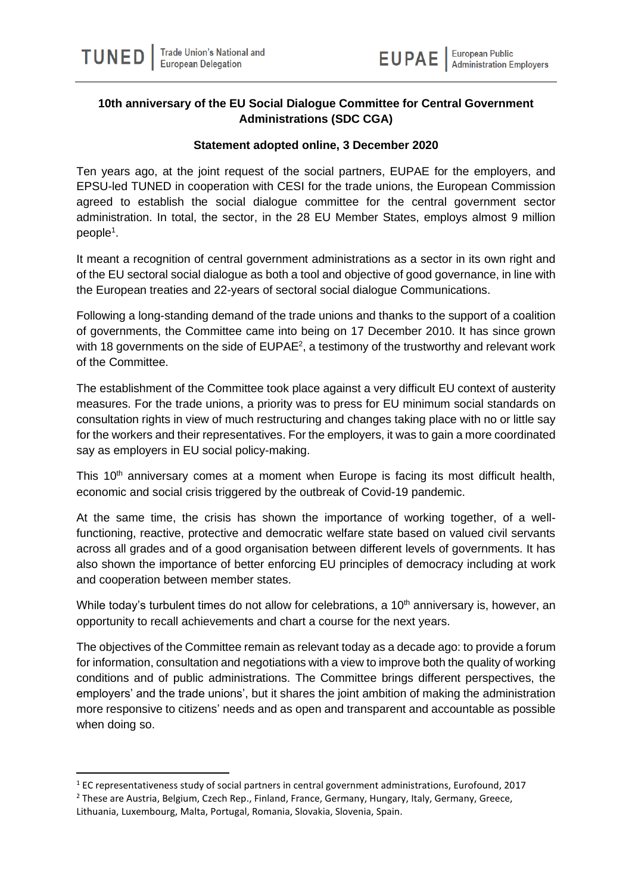TUNED | Trade Union's National and European Delegation

EUPAE | European Public Administration Employers

**10th anniversary of the EU Social Dialogue Committee for Central Government Administrations (SDC CGA)**

**Statement adopted online, 3 December 2020**

Ten years ago, at the joint request of the social partners, EUPAE for the employers, and EPSU-led TUNED in cooperation with CESI for the trade unions, the European Commission agreed to establish the social dialogue committee for the central government sector administration. In total, the sector, in the 28 EU Member States, employs almost 9 million people[1].

It meant a recognition of central government administrations as a sector in its own right and of the EU sectoral social dialogue as both a tool and objective of good governance, in line with the European treaties and 22-years of sectoral social dialogue Communications.

Following a long-standing demand of the trade unions and thanks to the support of a coalition of governments, the Committee came into being on 17 December 2010. It has since grown with 18 governments on the side of EUPAE[2], a testimony of the trustworthy and relevant work of the Committee.

The establishment of the Committee took place against a very difficult EU context of austerity measures. For the trade unions, a priority was to press for EU minimum social standards on consultation rights in view of much restructuring and changes taking place with no or little say for the workers and their representatives. For the employers, it was to gain a more coordinated say as employers in EU social policy-making.

This 10th anniversary comes at a moment when Europe is facing its most difficult health, economic and social crisis triggered by the outbreak of Covid-19 pandemic.

At the same time, the crisis has shown the importance of working together, of a well-functioning, reactive, protective and democratic welfare state based on valued civil servants across all grades and of a good organisation between different levels of governments. It has also shown the importance of better enforcing EU principles of democracy including at work and cooperation between member states.

While today's turbulent times do not allow for celebrations, a 10th anniversary is, however, an opportunity to recall achievements and chart a course for the next years.

The objectives of the Committee remain as relevant today as a decade ago: to provide a forum for information, consultation and negotiations with a view to improve both the quality of working conditions and of public administrations. The Committee brings different perspectives, the employers' and the trade unions', but it shares the joint ambition of making the administration more responsive to citizens' needs and as open and transparent and accountable as possible when doing so.

---

[1] EC representativeness study of social partners in central government administrations, Eurofound, 2017

[2] These are Austria, Belgium, Czech Rep., Finland, France, Germany, Hungary, Italy, Germany, Greece, Lithuania, Luxembourg, Malta, Portugal, Romania, Slovakia, Slovenia, Spain.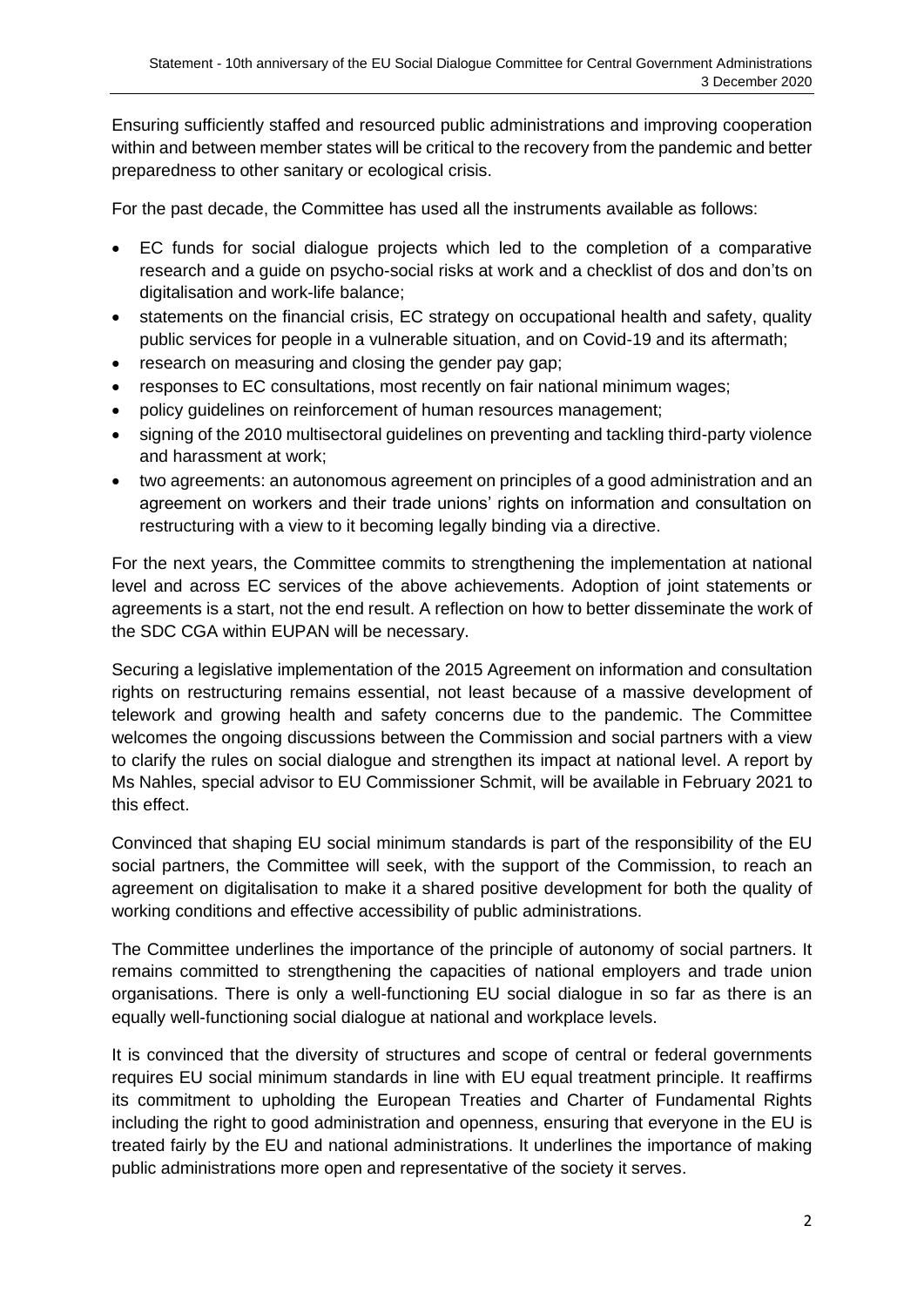Ensuring sufficiently staffed and resourced public administrations and improving cooperation within and between member states will be critical to the recovery from the pandemic and better preparedness to other sanitary or ecological crisis.

For the past decade, the Committee has used all the instruments available as follows:

- EC funds for social dialogue projects which led to the completion of a comparative research and a guide on psycho-social risks at work and a checklist of dos and don'ts on digitalisation and work-life balance;
- statements on the financial crisis, EC strategy on occupational health and safety, quality public services for people in a vulnerable situation, and on Covid-19 and its aftermath;
- research on measuring and closing the gender pay gap;
- responses to EC consultations, most recently on fair national minimum wages;
- policy guidelines on reinforcement of human resources management;
- signing of the 2010 multisectoral guidelines on preventing and tackling third-party violence and harassment at work;
- two agreements: an autonomous agreement on principles of a good administration and an agreement on workers and their trade unions' rights on information and consultation on restructuring with a view to it becoming legally binding via a directive.

For the next years, the Committee commits to strengthening the implementation at national level and across EC services of the above achievements. Adoption of joint statements or agreements is a start, not the end result. A reflection on how to better disseminate the work of the SDC CGA within EUPAN will be necessary.

Securing a legislative implementation of the 2015 Agreement on information and consultation rights on restructuring remains essential, not least because of a massive development of telework and growing health and safety concerns due to the pandemic. The Committee welcomes the ongoing discussions between the Commission and social partners with a view to clarify the rules on social dialogue and strengthen its impact at national level. A report by Ms Nahles, special advisor to EU Commissioner Schmit, will be available in February 2021 to this effect.

Convinced that shaping EU social minimum standards is part of the responsibility of the EU social partners, the Committee will seek, with the support of the Commission, to reach an agreement on digitalisation to make it a shared positive development for both the quality of working conditions and effective accessibility of public administrations.

The Committee underlines the importance of the principle of autonomy of social partners. It remains committed to strengthening the capacities of national employers and trade union organisations. There is only a well-functioning EU social dialogue in so far as there is an equally well-functioning social dialogue at national and workplace levels.

It is convinced that the diversity of structures and scope of central or federal governments requires EU social minimum standards in line with EU equal treatment principle. It reaffirms its commitment to upholding the European Treaties and Charter of Fundamental Rights including the right to good administration and openness, ensuring that everyone in the EU is treated fairly by the EU and national administrations. It underlines the importance of making public administrations more open and representative of the society it serves.